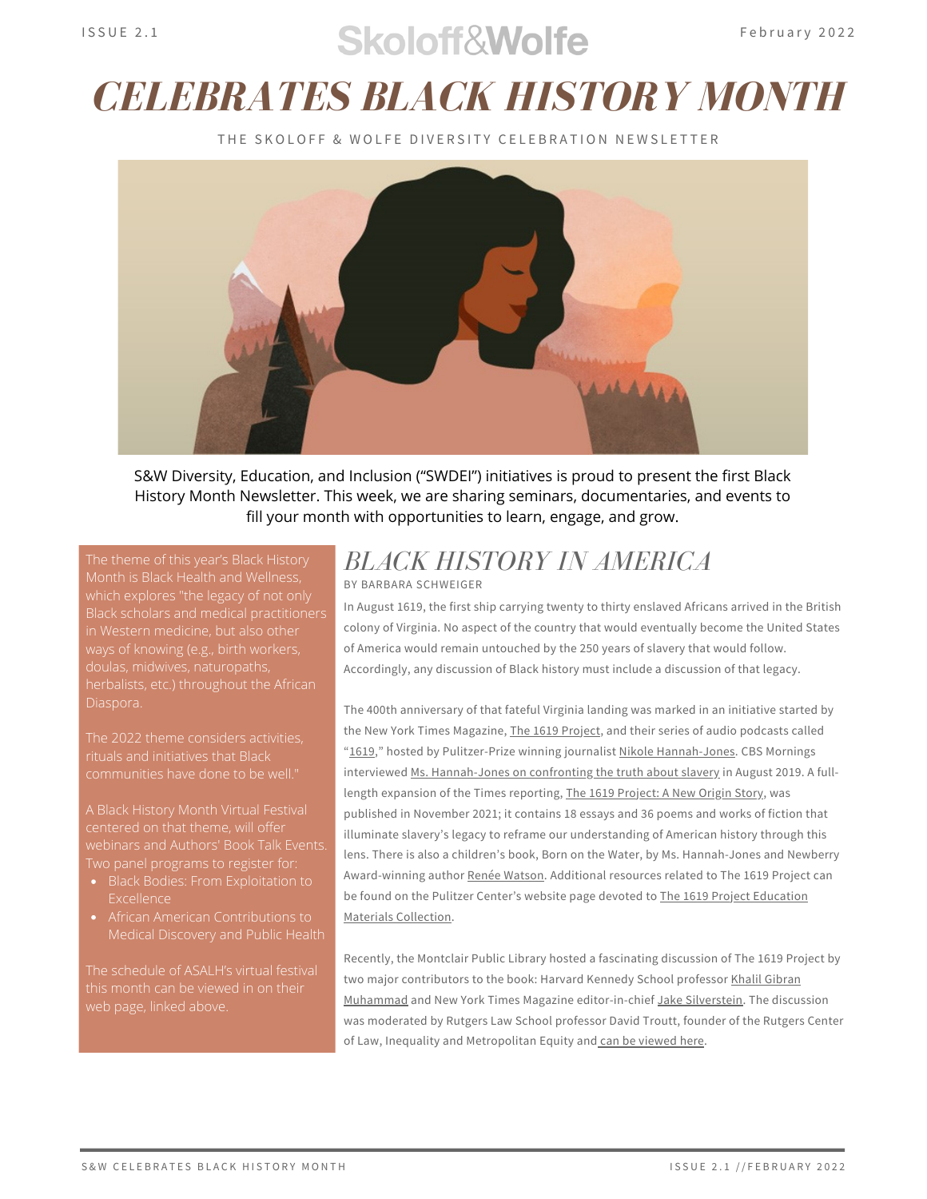Skoloff&Wolfe

ISSUE 2.1 — February 2022

# CELEBRATES BLACK HISTORY MONTH

THE SKOLOFF & WOLFE DIVERSITY CELEBRATION NEWSLETTER

S&W Diversity, Education, and Inclusion ("SWDEI") initiatives is proud to present the first Black History Month Newsletter. This week, we are sharing seminars, documentaries, and events to fill your month with opportunities to learn, engage, and grow.

The theme of this year's Black History Month is Black Health and Wellness, which explores "the legacy of not only Black scholars and medical practitioners in Western medicine, but also other ways of knowing (e.g., birth workers, doulas, midwives, naturopaths, herbalists, etc.) throughout the African Diaspora.

The 2022 theme considers activities, rituals and initiatives that Black communities have done to be well."

A Black History Month Virtual Festival centered on that theme, will offer webinars and Authors' Book Talk Events. Two panel programs to register for:

- Black Bodies: From Exploitation to Excellence
- African American Contributions to Medical Discovery and Public Health

The schedule of ASALH's virtual festival this month can be viewed in on their web page, linked above.

## BLACK HISTORY IN AMERICA

BY BARBARA SCHWEIGER

In August 1619, the first ship carrying twenty to thirty enslaved Africans arrived in the British colony of Virginia. No aspect of the country that would eventually become the United States of America would remain untouched by the 250 years of slavery that would follow. Accordingly, any discussion of Black history must include a discussion of that legacy.

The 400th anniversary of that fateful Virginia landing was marked in an initiative started by the New York Times Magazine, The 1619 Project, and their series of audio podcasts called "1619," hosted by Pulitzer-Prize winning journalist Nikole Hannah-Jones. CBS Mornings interviewed Ms. Hannah-Jones on confronting the truth about slavery in August 2019. A full-length expansion of the Times reporting, The 1619 Project: A New Origin Story, was published in November 2021; it contains 18 essays and 36 poems and works of fiction that illuminate slavery's legacy to reframe our understanding of American history through this lens. There is also a children's book, Born on the Water, by Ms. Hannah-Jones and Newberry Award-winning author Renée Watson. Additional resources related to The 1619 Project can be found on the Pulitzer Center's website page devoted to The 1619 Project Education Materials Collection.

Recently, the Montclair Public Library hosted a fascinating discussion of The 1619 Project by two major contributors to the book: Harvard Kennedy School professor Khalil Gibran Muhammad and New York Times Magazine editor-in-chief Jake Silverstein. The discussion was moderated by Rutgers Law School professor David Troutt, founder of the Rutgers Center of Law, Inequality and Metropolitan Equity and can be viewed here.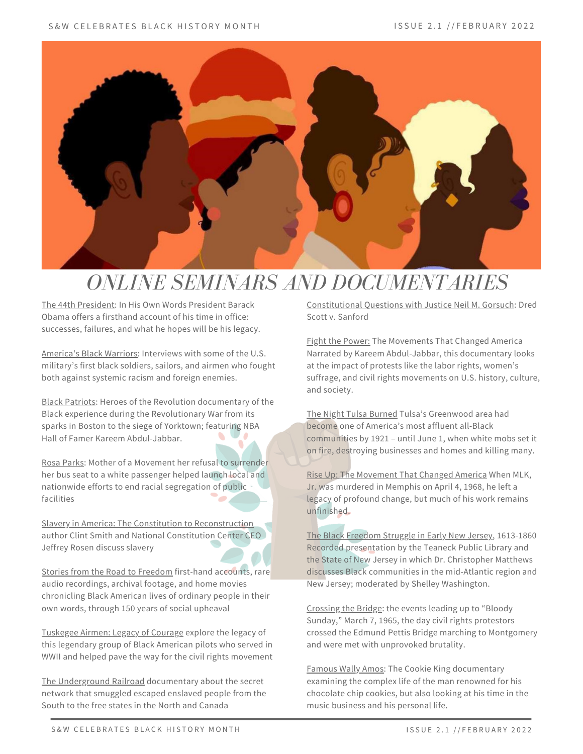# ONLINE SEMINARS AND DOCUMENTARIES

The 44th President: In His Own Words President Barack Obama offers a firsthand account of his time in office: successes, failures, and what he hopes will be his legacy.

America's Black Warriors: Interviews with some of the U.S. military's first black soldiers, sailors, and airmen who fought both against systemic racism and foreign enemies.

Black Patriots: Heroes of the Revolution documentary of the Black experience during the Revolutionary War from its sparks in Boston to the siege of Yorktown; featuring NBA Hall of Famer Kareem Abdul-Jabbar.

Rosa Parks: Mother of a Movement her refusal to surrender her bus seat to a white passenger helped launch local and nationwide efforts to end racial segregation of public facilities

Slavery in America: The Constitution to Reconstruction author Clint Smith and National Constitution Center CEO Jeffrey Rosen discuss slavery

Stories from the Road to Freedom first-hand accounts, rare audio recordings, archival footage, and home movies chronicling Black American lives of ordinary people in their own words, through 150 years of social upheaval

Tuskegee Airmen: Legacy of Courage explore the legacy of this legendary group of Black American pilots who served in WWII and helped pave the way for the civil rights movement

The Underground Railroad documentary about the secret network that smuggled escaped enslaved people from the South to the free states in the North and Canada

Constitutional Questions with Justice Neil M. Gorsuch: Dred Scott v. Sanford

Fight the Power: The Movements That Changed America Narrated by Kareem Abdul-Jabbar, this documentary looks at the impact of protests like the labor rights, women's suffrage, and civil rights movements on U.S. history, culture, and society.

The Night Tulsa Burned Tulsa's Greenwood area had become one of America's most affluent all-Black communities by 1921 – until June 1, when white mobs set it on fire, destroying businesses and homes and killing many.

Rise Up: The Movement That Changed America When MLK, Jr. was murdered in Memphis on April 4, 1968, he left a legacy of profound change, but much of his work remains unfinished.

The Black Freedom Struggle in Early New Jersey, 1613-1860 Recorded presentation by the Teaneck Public Library and the State of New Jersey in which Dr. Christopher Matthews discusses Black communities in the mid-Atlantic region and New Jersey; moderated by Shelley Washington.

Crossing the Bridge: the events leading up to "Bloody Sunday," March 7, 1965, the day civil rights protestors crossed the Edmund Pettis Bridge marching to Montgomery and were met with unprovoked brutality.

Famous Wally Amos: The Cookie King documentary examining the complex life of the man renowned for his chocolate chip cookies, but also looking at his time in the music business and his personal life.